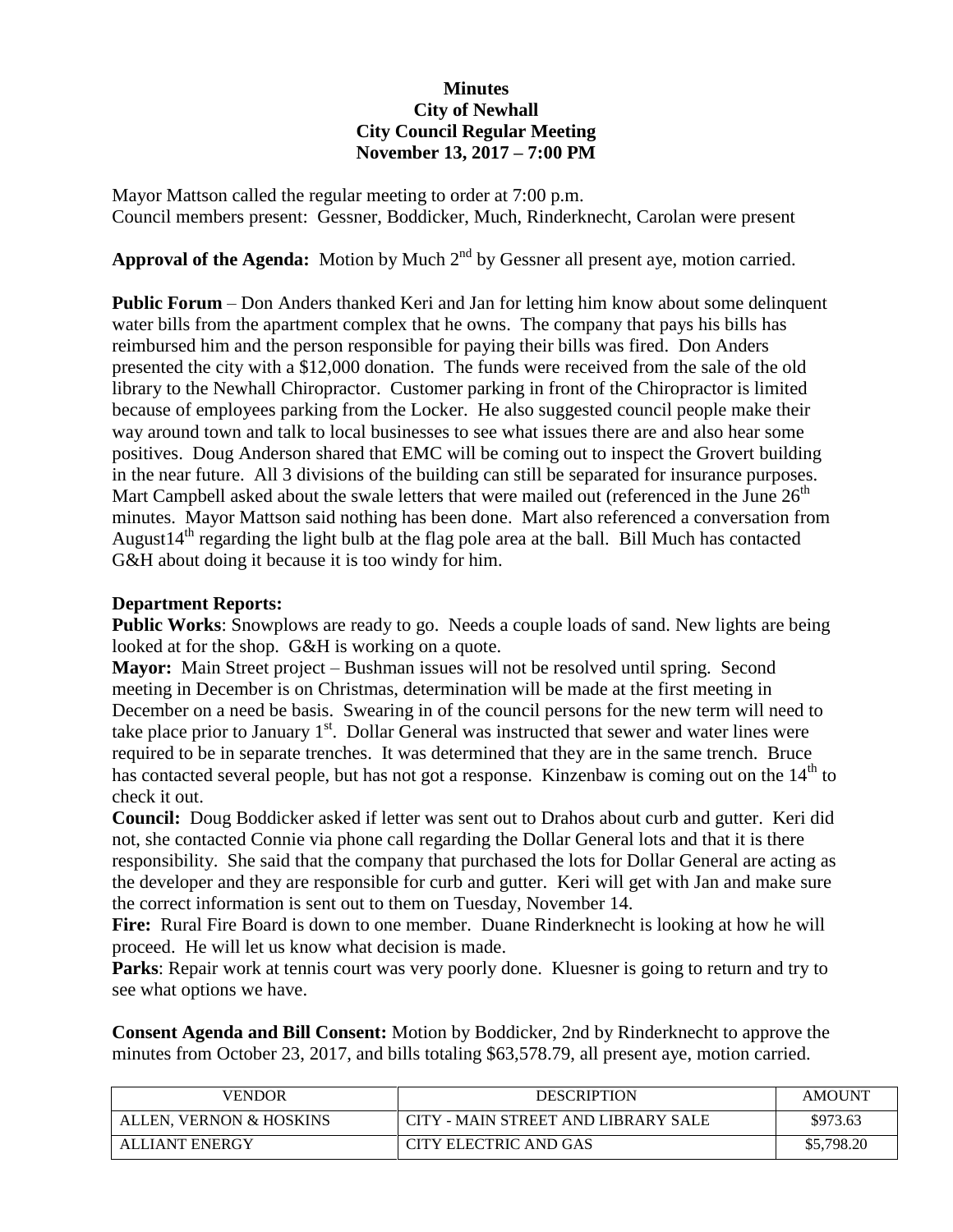**Minutes**
**City of Newhall**
**City Council Regular Meeting**
**November 13, 2017 – 7:00 PM**

Mayor Mattson called the regular meeting to order at 7:00 p.m.
Council members present: Gessner, Boddicker, Much, Rinderknecht, Carolan were present

**Approval of the Agenda:** Motion by Much 2nd by Gessner all present aye, motion carried.

**Public Forum** – Don Anders thanked Keri and Jan for letting him know about some delinquent water bills from the apartment complex that he owns. The company that pays his bills has reimbursed him and the person responsible for paying their bills was fired. Don Anders presented the city with a $12,000 donation. The funds were received from the sale of the old library to the Newhall Chiropractor. Customer parking in front of the Chiropractor is limited because of employees parking from the Locker. He also suggested council people make their way around town and talk to local businesses to see what issues there are and also hear some positives. Doug Anderson shared that EMC will be coming out to inspect the Grovert building in the near future. All 3 divisions of the building can still be separated for insurance purposes. Mart Campbell asked about the swale letters that were mailed out (referenced in the June 26th minutes. Mayor Mattson said nothing has been done. Mart also referenced a conversation from August14th regarding the light bulb at the flag pole area at the ball. Bill Much has contacted G&H about doing it because it is too windy for him.

**Department Reports:**

**Public Works**: Snowplows are ready to go. Needs a couple loads of sand. New lights are being looked at for the shop. G&H is working on a quote.

**Mayor:** Main Street project – Bushman issues will not be resolved until spring. Second meeting in December is on Christmas, determination will be made at the first meeting in December on a need be basis. Swearing in of the council persons for the new term will need to take place prior to January 1st. Dollar General was instructed that sewer and water lines were required to be in separate trenches. It was determined that they are in the same trench. Bruce has contacted several people, but has not got a response. Kinzenbaw is coming out on the 14th to check it out.

**Council:** Doug Boddicker asked if letter was sent out to Drahos about curb and gutter. Keri did not, she contacted Connie via phone call regarding the Dollar General lots and that it is there responsibility. She said that the company that purchased the lots for Dollar General are acting as the developer and they are responsible for curb and gutter. Keri will get with Jan and make sure the correct information is sent out to them on Tuesday, November 14.

**Fire:** Rural Fire Board is down to one member. Duane Rinderknecht is looking at how he will proceed. He will let us know what decision is made.

**Parks**: Repair work at tennis court was very poorly done. Kluesner is going to return and try to see what options we have.

**Consent Agenda and Bill Consent:** Motion by Boddicker, 2nd by Rinderknecht to approve the minutes from October 23, 2017, and bills totaling $63,578.79, all present aye, motion carried.

| VENDOR | DESCRIPTION | AMOUNT |
|---|---|---|
| ALLEN, VERNON & HOSKINS | CITY - MAIN STREET AND LIBRARY SALE | $973.63 |
| ALLIANT ENERGY | CITY ELECTRIC AND GAS | $5,798.20 |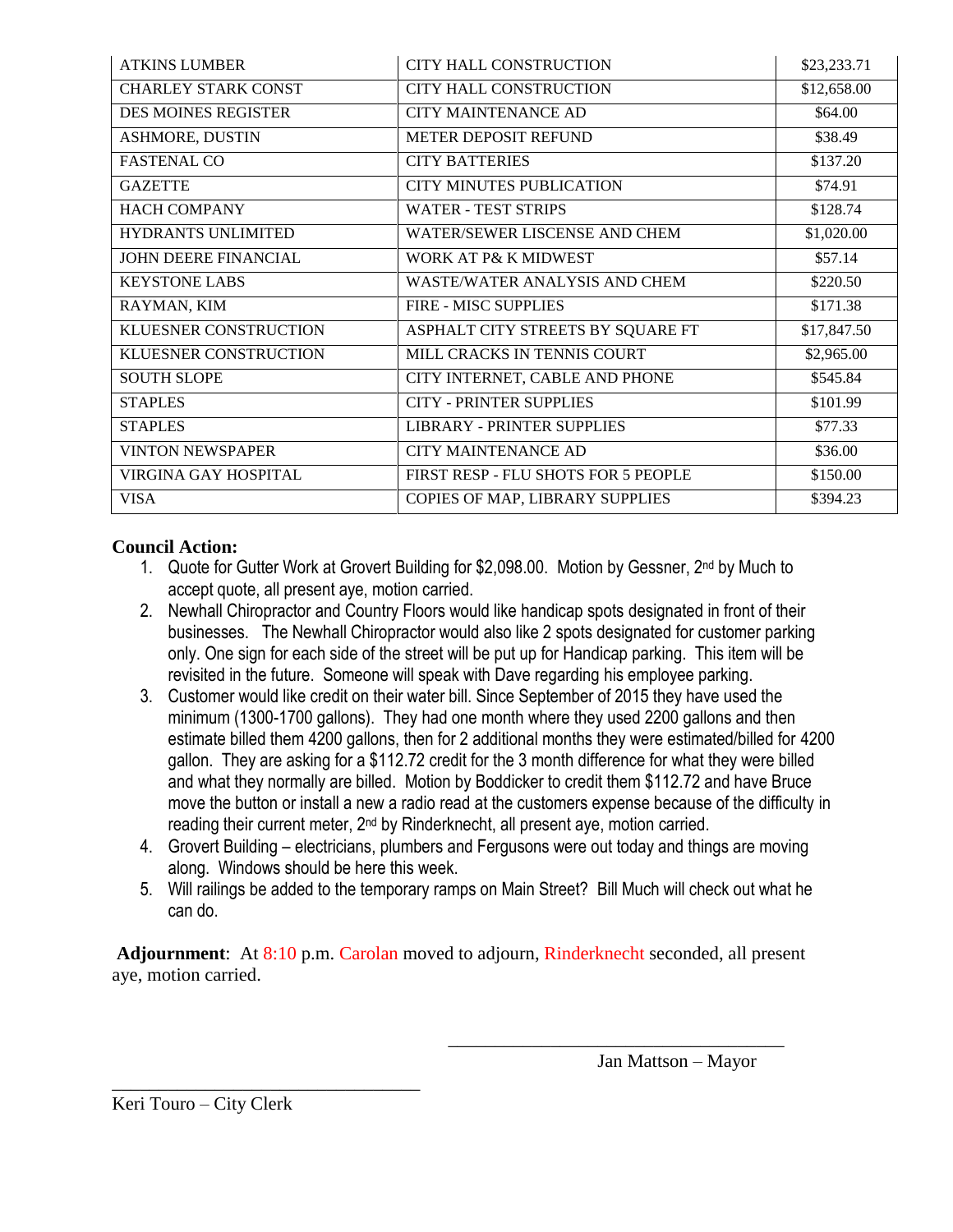| | | |
|---|---|---|
| ATKINS LUMBER | CITY HALL CONSTRUCTION | $23,233.71 |
| CHARLEY STARK CONST | CITY HALL CONSTRUCTION | $12,658.00 |
| DES MOINES REGISTER | CITY MAINTENANCE AD | $64.00 |
| ASHMORE, DUSTIN | METER DEPOSIT REFUND | $38.49 |
| FASTENAL CO | CITY BATTERIES | $137.20 |
| GAZETTE | CITY MINUTES PUBLICATION | $74.91 |
| HACH COMPANY | WATER - TEST STRIPS | $128.74 |
| HYDRANTS UNLIMITED | WATER/SEWER LISCENSE AND CHEM | $1,020.00 |
| JOHN DEERE FINANCIAL | WORK AT P& K MIDWEST | $57.14 |
| KEYSTONE LABS | WASTE/WATER ANALYSIS AND CHEM | $220.50 |
| RAYMAN, KIM | FIRE - MISC SUPPLIES | $171.38 |
| KLUESNER CONSTRUCTION | ASPHALT CITY STREETS BY SQUARE FT | $17,847.50 |
| KLUESNER CONSTRUCTION | MILL CRACKS IN TENNIS COURT | $2,965.00 |
| SOUTH SLOPE | CITY INTERNET, CABLE AND PHONE | $545.84 |
| STAPLES | CITY - PRINTER SUPPLIES | $101.99 |
| STAPLES | LIBRARY - PRINTER SUPPLIES | $77.33 |
| VINTON NEWSPAPER | CITY MAINTENANCE AD | $36.00 |
| VIRGINA GAY HOSPITAL | FIRST RESP - FLU SHOTS FOR 5 PEOPLE | $150.00 |
| VISA | COPIES OF MAP, LIBRARY SUPPLIES | $394.23 |

**Council Action:**

1. Quote for Gutter Work at Grovert Building for $2,098.00. Motion by Gessner, 2nd by Much to accept quote, all present aye, motion carried.
2. Newhall Chiropractor and Country Floors would like handicap spots designated in front of their businesses. The Newhall Chiropractor would also like 2 spots designated for customer parking only. One sign for each side of the street will be put up for Handicap parking. This item will be revisited in the future. Someone will speak with Dave regarding his employee parking.
3. Customer would like credit on their water bill. Since September of 2015 they have used the minimum (1300-1700 gallons). They had one month where they used 2200 gallons and then estimate billed them 4200 gallons, then for 2 additional months they were estimated/billed for 4200 gallon. They are asking for a $112.72 credit for the 3 month difference for what they were billed and what they normally are billed. Motion by Boddicker to credit them $112.72 and have Bruce move the button or install a new a radio read at the customers expense because of the difficulty in reading their current meter, 2nd by Rinderknecht, all present aye, motion carried.
4. Grovert Building – electricians, plumbers and Fergusons were out today and things are moving along. Windows should be here this week.
5. Will railings be added to the temporary ramps on Main Street? Bill Much will check out what he can do.

**Adjournment**: At 8:10 p.m. Carolan moved to adjourn, Rinderknecht seconded, all present aye, motion carried.

\_\_\_\_\_\_\_\_\_\_\_\_\_\_\_\_\_\_\_\_\_\_\_\_\_\_\_\_\_\_\_\_\_\_\_

Jan Mattson – Mayor

\_\_\_\_\_\_\_\_\_\_\_\_\_\_\_\_\_\_\_\_\_\_\_\_\_\_\_\_\_\_\_\_\_\_\_

Keri Touro – City Clerk